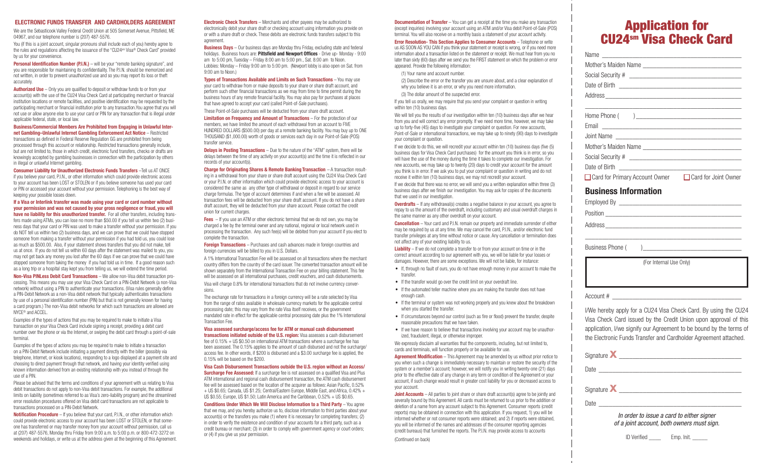## ELECTRONIC FUNDS TRANSFER AND CARDHOLDERS AGREEMENT

We are the Sebasticook Valley Federal Credit Union at 505 Somerset Avenue, Pittsfield, ME 04967, and our telephone number is (207) 487-5576.

You (if this is a joint account, singular pronouns shall include each of you) hereby agree to the rules and regulations affecting the issuance of the "CU24sm Visa® Check Card" provided by us for your convenience.

**Personal Identification Number (P.I.N.)** – will be your "remote banking signature", and you are responsible for maintaining its confidentiality. The P.I.N. should be memorized and not written, in order to prevent unauthorized use and so you may report its loss or theft accurately.

**Authorized Use** – Only you are qualified to deposit or withdraw funds to or from your account(s) with the use of the CU24 Visa Check Card at participating merchant or financial institution locations or remote facilities, and positive identification may be requested by the participating merchant or financial institution prior to any transaction.You agree that you will not use or allow anyone else to use your card or PIN for any transaction that is illegal under applicable federal, state, or local law.

**Business/Commercial Members Are Prohibited from Engaging in Unlawful Internet Gambling–Unlawful Internet Gambling Enforcement Act Notice** – Restricted transactions as defined in Federal Reserve Regulation GG are prohibited from being processed through this account or relationship. Restricted transactions generally include, but are not limited to, those in which credit, electronic fund transfers, checks or drafts are knowingly accepted by gambling businesses in connection with the participation by others in illegal or unlawful Internet gambling.

**Consumer Liability for Unauthorized Electronic Funds Transfers** –Tell us AT ONCE if you believe your card, P.I.N., or other information which could provide electronic access to your account has been LOST or STOLEN or if you believe someone has used your card or PIN or accessed your account without your permission. Telephoning is the best way of keeping your possible losses down.

**If a Visa or Interlink transfer was made using your card or card number without your permission and was not caused by your gross negligence or fraud, you will have no liability for this unauthorized transfer.** For all other transfers, including transfers made using ATMs, you can lose no more than $50.00 if you tell us within two (2) business days after you learn that your card or PIN was used to make a transfer without your permission. If you do NOT tell us within two (2) business days, and we can prove that we could have stopped someone from making a transfer without your permission if you had told us, you could lose as much as $500.00. Also, if your statement shows transfers that you did not make, tell us at once. If you do not tell us within 60 days after the statement was mailed to you, you may not get back any money you lost after the 60 days if we can prove that we could have stopped someone from taking the money if you had told us in time. If a good reason such as a long trip or a hospital stay kept you from telling us, we will extend the time period.

**Non-Visa PINLess Debit Card Transactions** – We allow non-Visa debit transaction processing. This means you may use your Visa Check Card on a PIN-Debit Network (a non-Visa network) without using a PIN to authenticate your transactions. (Visa rules generally define a PIN-Debit Network as a non-Visa debit network that typically authenticates transactions by use of a personal identification number (PIN) but that is not generally known for having a card program.) The non-Visa debit networks for which such transactions are allowed are NYCE® and ACCEL.

Examples of the types of actions that you may be required to make to initiate a Visa transaction on your Visa Check Card include signing a receipt, providing a debit card number over the phone or via the Internet, or swiping the debit card through a point-of-sale terminal.

Examples of the types of actions you may be required to make to initiate a transaction on a PIN-Debit Network include initiating a payment directly with the biller (possibly via telephone, Internet, or kiosk locations), responding to a logo displayed at a payment site and choosing to direct payment through that network, and having your identity verified using known information derived from an existing relationship with you instead of through the use of a PIN.

Please be advised that the terms and conditions of your agreement with us relating to Visa debit transactions do not apply to non-Visa debit transactions. For example, the additional limits on liability (sometimes referred to as Visa's zero-liability program) and the streamlined error resolution procedures offered on Visa debit card transactions are not applicable to transactions processed on a PIN-Debit Network.

**Notification Procedure** – If you believe that your card, P.I.N., or other information which could provide electronic access to your account has been LOST or STOLEN, or that someone has transferred or may transfer money from your account without permission, call us at (207) 487-5576, Monday thru Friday from 9:00 a.m. to 5:00 p.m. or 800-472-3272 on weekends and holidays, or write us at the address given at the beginning of this Agreement.

**Electronic Check Transfers** – Merchants and other payees may be authorized to electronically debit your share draft or checking account using information you provide on or with a share draft or check. These debits are electronic funds transfers subject to this agreement.

**Business Days** – Our business days are Monday thru Friday, excluding state and federal holidays. Business hours are: **Pittsfield and Newport Offices** - Drive up- Monday - 9:00 am to 5:00 pm, Tuesday – Friday 8:00 am to 5:00 pm., Sat. 8:00 am to Noon. Lobbies: Monday – Friday 9:00 am to 5:00 pm. (Newport lobby is also open on Sat. from 9:00 am to Noon.)

**Types of Transactions Available and Limits on Such Transactions** – You may use your card to withdraw from or make deposits to your share or share draft account, and perform such other financial transactions as we may from time to time permit during the business hours of any remote financial facility. You may also pay for purchases at places that have agreed to accept your card (called Point-of-Sale purchases).

These Point-of-Sale purchases will be deducted from your share draft account.

**Limitation on Frequency and Amount of Transactions** – For the protection of our members, we have limited the amount of each withdrawal from an account to FIVE HUNDRED DOLLARS ($500.00) per day at a remote banking facility. You may buy up to ONE THOUSAND ($1,000.00) worth of goods or services each day in our Point-of-Sale (POS) transfer service.

**Delays in Posting Transactions** – Due to the nature of the "ATM" system, there will be delays between the time of any activity on your account(s) and the time it is reflected in our records of your account(s).

**Charge for Originating Shares & Remote Banking Transaction** – A transaction resulting in a withdrawal from your share or share draft account using the CU24 Visa Check Card or your P.I.N. or other information which could provide electronic access to your account is considered the same as any other type of withdrawal or deposit in regard to our service charge formulas. The type of account determines if and when a fee will be assessed. All transaction fees will be deducted from your share draft account. If you do not have a share draft account, they will be deducted from your share account. Please contact the credit union for current charges.

**Fees** – If you use an ATM or other electronic terminal that we do not own, you may be charged a fee by the terminal owner and any national, regional or local network used in processing the transaction. Any such fee(s) will be debited from your account if you elect to complete the transaction.

**Foreign Transactions** – Purchases and cash advances made in foreign countries and foreign currencies will be billed to you in U.S. Dollars.

A 1% International Transaction Fee will be assessed on all transactions where the merchant country differs from the country of the card issuer. The converted transaction amount will be shown separately from the International Transaction Fee on your billing statement. This fee will be assessed on all international purchases, credit vouchers, and cash disbursements.

Visa will charge 0.8% for international transactions that do not involve currency conversions.

The exchange rate for transactions in a foreign currency will be a rate selected by Visa from the range of rates available in wholesale currency markets for the applicable central processing date; this may vary from the rate Visa itself receives, or the government mandated rate in effect for the applicable central processing date plus the 1% International Transaction Fee.

**Visa assessed surcharge/access fee for ATM or manual cash disbursement transactions initiated outside of the U.S. region:** Visa assesses a cash disbursement fee of 0.15% + US $0.50 on international ATM transactions where a surcharge fee has been assessed. The 0.15% applies to the amount of cash disbursed and not the surcharge/access fee. In other words, if $200 is disbursed and a $3.00 surcharge fee is applied, the 0.15% will be based on the $200.

**Visa Cash Disbursement Transactions outside the U.S. region without an Access/ Surcharge Fee Assessed:** If a surcharge fee is not assessed on a qualified Visa and Plus ATM international and regional cash disbursement transaction, the ATM cash disbursement fee will be assessed based on the location of the acquirer as follows: Asian Pacific, 0.52% + US $0.65; Canada, US $1.25; Central/Eastern Europe, Middle East, and Africa, 0.42% + US $0.55; Europe, US $1.50; Latin America and the Caribbean, 0.52% + US $0.65.

**Conditions Under Which We Will Disclose Information to a Third Party** – You agree that we may, and you hereby authorize us to, disclose information to third parties about your account(s) or the transfers you make (1) where it is necessary for completing transfers; (2) in order to verify the existence and condition of your accounts for a third party, such as a credit bureau or merchant; (3) in order to comply with government agency or court orders; or (4) if you give us your permission.

**Documentation of Transfer** – You can get a receipt at the time you make any transaction (except inquiries) involving your account using an ATM and/or Visa debit Point-of-Sale (POS) terminal. You will also receive on a monthly basis a statement of your account activity.

**Error Resolution- This Section Applies to Consumer Accounts** – Telephone or write us AS SOON AS YOU CAN if you think your statement or receipt is wrong, or if you need more information about a transaction listed on the statement or receipt. We must hear from you no later than sixty (60) days after we send you the FIRST statement on which the problem or error appeared. Provide the following information:

(1) Your name and account number.

(2) Describe the error or the transfer you are unsure about, and a clear explanation of why you believe it is an error, or why you need more information.

(3) The dollar amount of the suspected error.

If you tell us orally, we may require that you send your complaint or question in writing within ten (10) business days.

We will tell you the results of our investigation within ten (10) business days after we hear from you and will correct any error promptly. If we need more time, however, we may take up to forty-five (45) days to investigate your complaint or question. For new accounts, Point-of-Sale or international transactions, we may take up to ninety (90) days to investigate your complaint or question.

If we decide to do this, we will recredit your account within ten (10) business days (five (5) business days for Visa Check Card purchases) for the amount you think is in error, so you will have the use of the money during the time it takes to complete our investigation. For new accounts, we may take up to twenty (20) days to credit your account for the amount you think is in error. If we ask you to put your complaint or question in writing and do not receive it within ten (10) business days, we may not recredit your account.

If we decide that there was no error, we will send you a written explanation within three (3) business days after we finish our investigation. You may ask for copies of the documents that we used in our investigation.

**Overdrafts** – If any withdrawal(s) creates a negative balance in your account, you agree to repay to us the amount of the overdraft, including customary and usual overdraft charges in the same manner as any other overdraft on your account.

**Cancellation** – Your card and P.I.N. remain our property and immediate surrender of either may be required by us at any time. We may cancel the card, P.I.N., and/or electronic fund transfer privileges at any time without notice or cause. Any cancellation or termination does not affect any of your existing liability to us.

**Liability** – If we do not complete a transfer to or from your account on time or in the correct amount according to our agreement with you, we will be liable for your losses or damages. However, there are some exceptions. We will not be liable, for instance:

- If, through no fault of ours, you do not have enough money in your account to make the transfer.
- If the transfer would go over the credit limit on your overdraft line.
- If the automated teller machine where you are making the transfer does not have enough cash.
- If the terminal or system was not working properly and you knew about the breakdown when you started the transfer.
- If circumstances beyond our control (such as fire or flood) prevent the transfer, despite reasonable precautions that we have taken.
- If we have reason to believe that transactions involving your account may be unauthorized, fraudulent, illegal, or otherwise improper.

We expressly disclaim all warranties that the components, including, but not limited to, cards and terminals, will function properly or be available for use.

**Agreement Modification** – This Agreement may be amended by us without prior notice to you when such a change is immediately necessary to maintain or restore the security of the system or a member's account; however, we will notify you in writing twenty-one (21) days prior to the effective date of any change in any term or condition of the Agreement or your account, if such change would result in greater cost liability for you or decreased access to your account.

**Joint Accounts** – All parties to joint share or share draft account(s) agree to be jointly and severally bound by this Agreement. All cards must be returned to us prior to the addition or deletion of a name from any account subject to this Agreement. Consumer reports (credit reports) may be obtained in connection with this application. If you request, 1) you will be informed whether or not consumer reports were obtained; and 2) if reports were obtained, you will be informed of the names and addresses of the consumer reporting agencies (credit bureaus) that furnished the reports. The P.I.N. may provide access to accounts

(Continued on back)

# Application for CU24sm Visa Check Card

Name ______________________

Mother's Maiden Name ______________________

Social Security # ______________________

Date of Birth ______________________

Address ______________________

______________________

Home Phone ( ) ______________________

Email ______________________

Joint Name ______________________

Mother's Maiden Name ______________________

Social Security # ______________________

Date of Birth ______________________

☐ Card for Primary Account Owner ☐ Card for Joint Owner

## Business Information

Employed By ______________________

Position ______________________

Address ______________________

______________________

Business Phone ( ) ______________________

(For Internal Use Only)

Account # ______________________

I/We hereby apply for a CU24 Visa Check Card. By using the CU24 Visa Check Card issued by the Credit Union upon approval of this application, I/we signify our Agreement to be bound by the terms of the Electronic Funds Transfer and Cardholder Agreement attached.

Signature X ______________________

Date ______________________

Signature X ______________________

Date ______________________

*In order to issue a card to either signer of a joint account, both owners must sign.*

ID Verified ____ Emp. Init. _____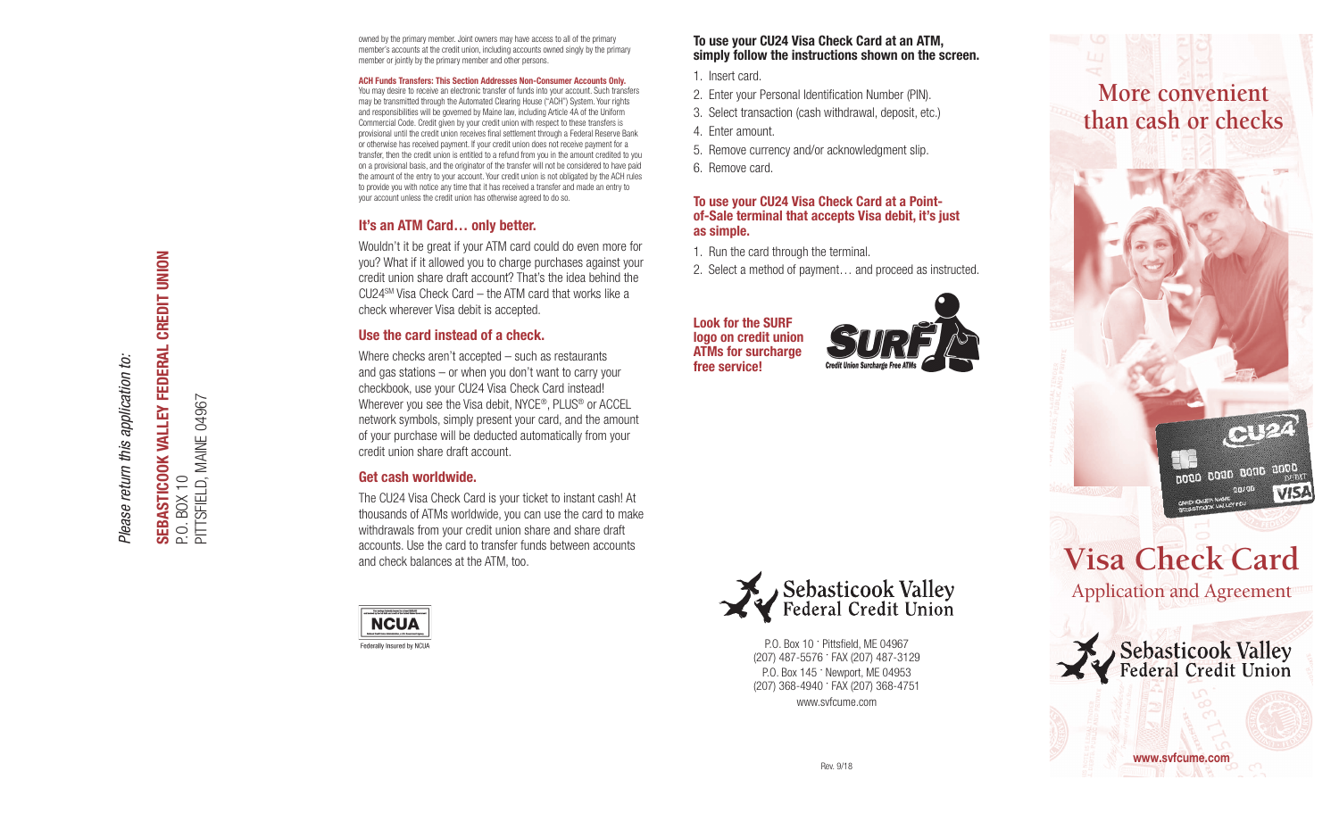*Please return this application to:*

**SEBASTICOOK VALLEY FEDERAL CREDIT UNION**
P.O. BOX 10
PITTSFIELD, MAINE 04967

owned by the primary member. Joint owners may have access to all of the primary member's accounts at the credit union, including accounts owned singly by the primary member or jointly by the primary member and other persons.

**ACH Funds Transfers: This Section Addresses Non-Consumer Accounts Only.** You may desire to receive an electronic transfer of funds into your account. Such transfers may be transmitted through the Automated Clearing House ("ACH") System. Your rights and responsibilities will be governed by Maine law, including Article 4A of the Uniform Commercial Code. Credit given by your credit union with respect to these transfers is provisional until the credit union receives final settlement through a Federal Reserve Bank or otherwise has received payment. If your credit union does not receive payment for a transfer, then the credit union is entitled to a refund from you in the amount credited to you on a provisional basis, and the originator of the transfer will not be considered to have paid the amount of the entry to your account. Your credit union is not obligated by the ACH rules to provide you with notice any time that it has received a transfer and made an entry to your account unless the credit union has otherwise agreed to do so.

## It's an ATM Card… only better.

Wouldn't it be great if your ATM card could do even more for you? What if it allowed you to charge purchases against your credit union share draft account? That's the idea behind the CU24SM Visa Check Card – the ATM card that works like a check wherever Visa debit is accepted.

## Use the card instead of a check.

Where checks aren't accepted – such as restaurants and gas stations – or when you don't want to carry your checkbook, use your CU24 Visa Check Card instead! Wherever you see the Visa debit, NYCE®, PLUS® or ACCEL network symbols, simply present your card, and the amount of your purchase will be deducted automatically from your credit union share draft account.

## Get cash worldwide.

The CU24 Visa Check Card is your ticket to instant cash! At thousands of ATMs worldwide, you can use the card to make withdrawals from your credit union share and share draft accounts. Use the card to transfer funds between accounts and check balances at the ATM, too.

NCUA
Federally Insured by NCUA

**To use your CU24 Visa Check Card at an ATM, simply follow the instructions shown on the screen.**

1. Insert card.
2. Enter your Personal Identification Number (PIN).
3. Select transaction (cash withdrawal, deposit, etc.)
4. Enter amount.
5. Remove currency and/or acknowledgment slip.
6. Remove card.

**To use your CU24 Visa Check Card at a Point-of-Sale terminal that accepts Visa debit, it's just as simple.**

1. Run the card through the terminal.
2. Select a method of payment… and proceed as instructed.

**Look for the SURF logo on credit union ATMs for surcharge free service!**

SURF
Credit Union Surcharge Free ATMs

Sebasticook Valley Federal Credit Union

P.O. Box 10 · Pittsfield, ME 04967
(207) 487-5576 · FAX (207) 487-3129
P.O. Box 145 · Newport, ME 04953
(207) 368-4940 · FAX (207) 368-4751
www.svfcume.com

Rev. 9/18

# More convenient than cash or checks

# Visa Check Card

## Application and Agreement

Sebasticook Valley Federal Credit Union

**www.svfcume.com**